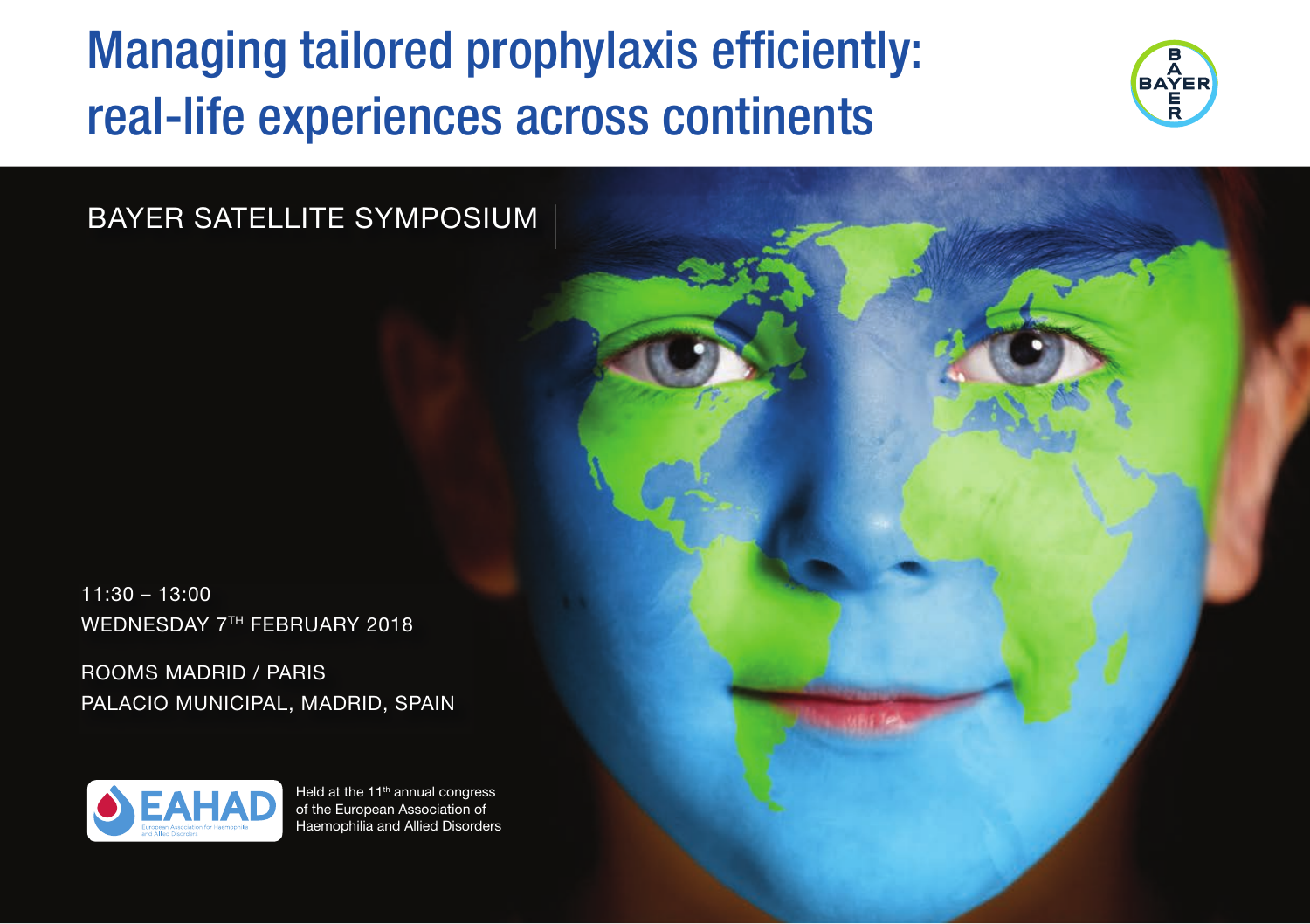# Managing tailored prophylaxis efficiently: real-life experiences across continents

BAYER

BAYER SATELLITE SYMPOSIUM

11:30 – 13:00

WEDNESDAY 7TH FEBRUARY 2018

ROOMS MADRID / PARIS

PALACIO MUNICIPAL, MADRID, SPAIN

EAHAD – European Association for Haemophilia and Allied Disorders

Held at the 11th annual congress of the European Association of Haemophilia and Allied Disorders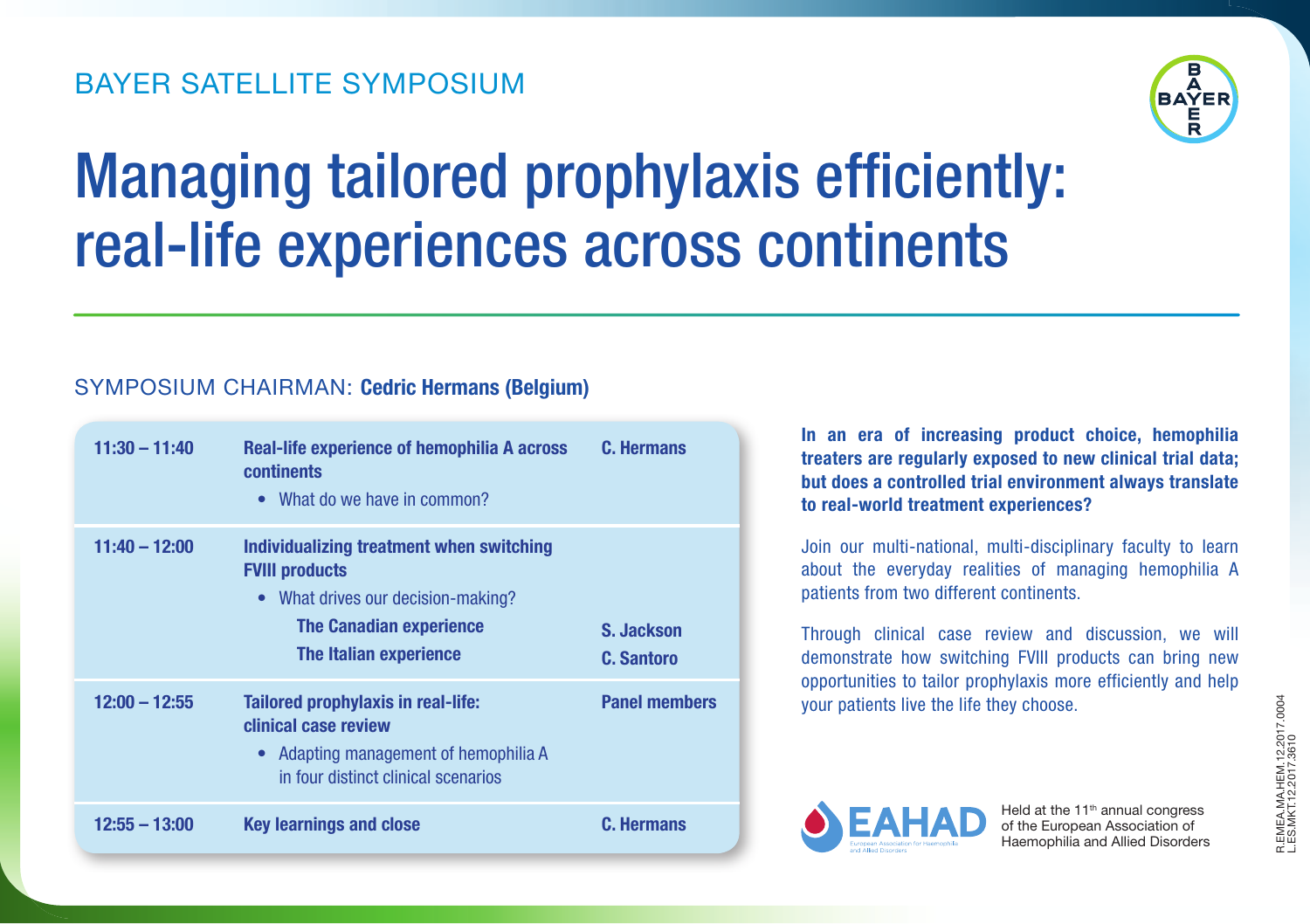BAYER SATELLITE SYMPOSIUM

# Managing tailored prophylaxis efficiently: real-life experiences across continents

SYMPOSIUM CHAIRMAN: **Cedric Hermans (Belgium)**

| | | |
|---|---|---|
| **11:30 – 11:40** | **Real-life experience of hemophilia A across continents**<br>• What do we have in common? | **C. Hermans** |
| **11:40 – 12:00** | **Individualizing treatment when switching FVIII products**<br>• What drives our decision-making?<br>**The Canadian experience**<br>**The Italian experience** | <br><br>**S. Jackson**<br>**C. Santoro** |
| **12:00 – 12:55** | **Tailored prophylaxis in real-life: clinical case review**<br>• Adapting management of hemophilia A in four distinct clinical scenarios | **Panel members** |
| **12:55 – 13:00** | **Key learnings and close** | **C. Hermans** |

**In an era of increasing product choice, hemophilia treaters are regularly exposed to new clinical trial data; but does a controlled trial environment always translate to real-world treatment experiences?**

Join our multi-national, multi-disciplinary faculty to learn about the everyday realities of managing hemophilia A patients from two different continents.

Through clinical case review and discussion, we will demonstrate how switching FVIII products can bring new opportunities to tailor prophylaxis more efficiently and help your patients live the life they choose.

EAHAD
European Association for Haemophilia and Allied Disorders

Held at the 11th annual congress of the European Association of Haemophilia and Allied Disorders

R.EMEA.MA.HEM.12.2017.0004
L.ES.MKT.12.2017.3610